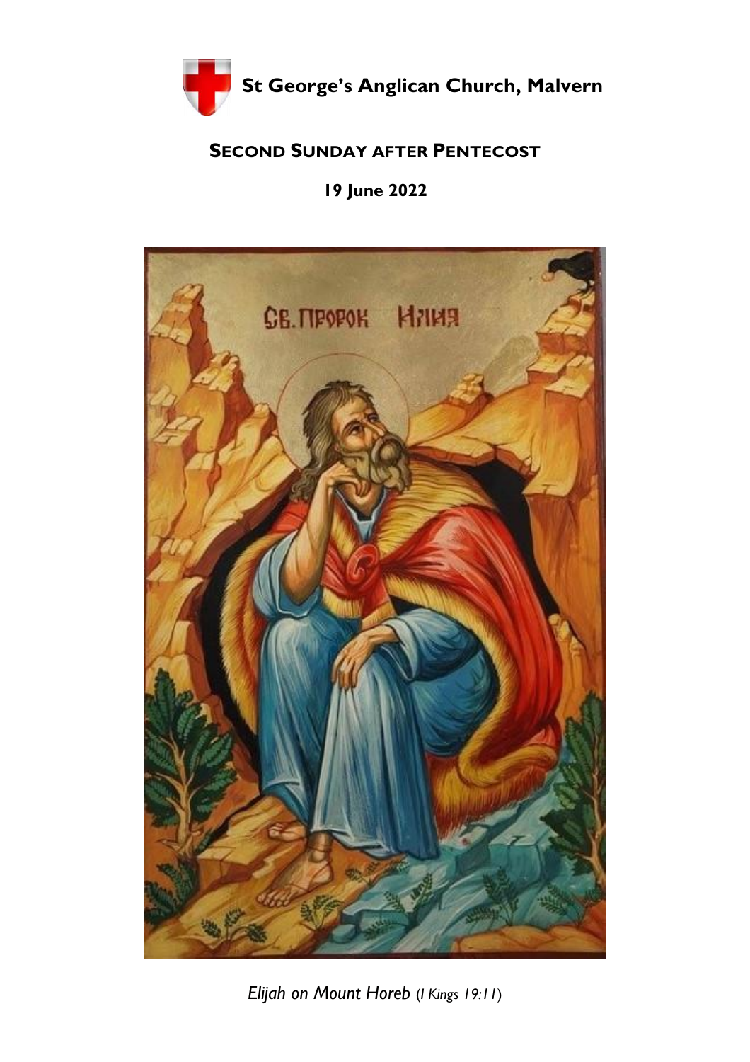# St George's Anglican Church, Malvern

## SECOND SUNDAY AFTER PENTECOST

**19 June 2022**

*Elijah on Mount Horeb (1 Kings 19:11)*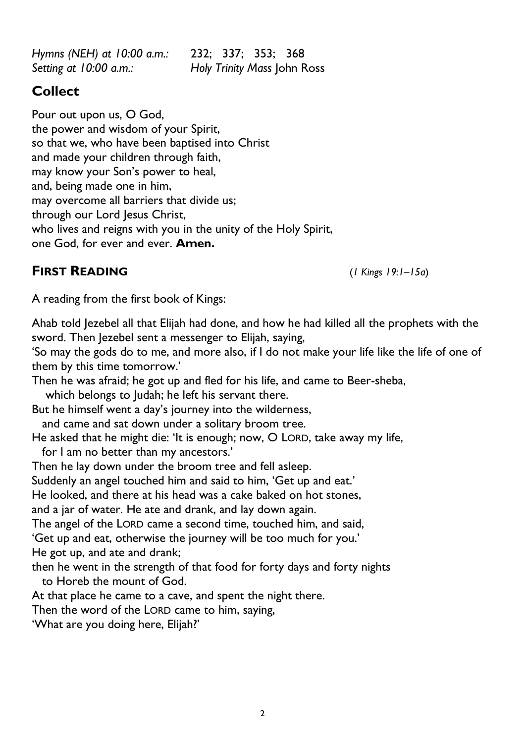*Hymns (NEH) at 10:00 a.m.:* 232; 337; 353; 368
*Setting at 10:00 a.m.:* *Holy Trinity Mass* John Ross

## Collect

Pour out upon us, O God,
the power and wisdom of your Spirit,
so that we, who have been baptised into Christ
and made your children through faith,
may know your Son's power to heal,
and, being made one in him,
may overcome all barriers that divide us;
through our Lord Jesus Christ,
who lives and reigns with you in the unity of the Holy Spirit,
one God, for ever and ever. **Amen.**

## FIRST READING (*1 Kings 19:1–15a*)

A reading from the first book of Kings:

Ahab told Jezebel all that Elijah had done, and how he had killed all the prophets with the sword. Then Jezebel sent a messenger to Elijah, saying,
'So may the gods do to me, and more also, if I do not make your life like the life of one of them by this time tomorrow.'
Then he was afraid; he got up and fled for his life, and came to Beer-sheba,
which belongs to Judah; he left his servant there.
But he himself went a day's journey into the wilderness,
and came and sat down under a solitary broom tree.
He asked that he might die: 'It is enough; now, O LORD, take away my life,
for I am no better than my ancestors.'
Then he lay down under the broom tree and fell asleep.
Suddenly an angel touched him and said to him, 'Get up and eat.'
He looked, and there at his head was a cake baked on hot stones,
and a jar of water. He ate and drank, and lay down again.
The angel of the LORD came a second time, touched him, and said,
'Get up and eat, otherwise the journey will be too much for you.'
He got up, and ate and drank;
then he went in the strength of that food for forty days and forty nights
to Horeb the mount of God.
At that place he came to a cave, and spent the night there.
Then the word of the LORD came to him, saying,
'What are you doing here, Elijah?'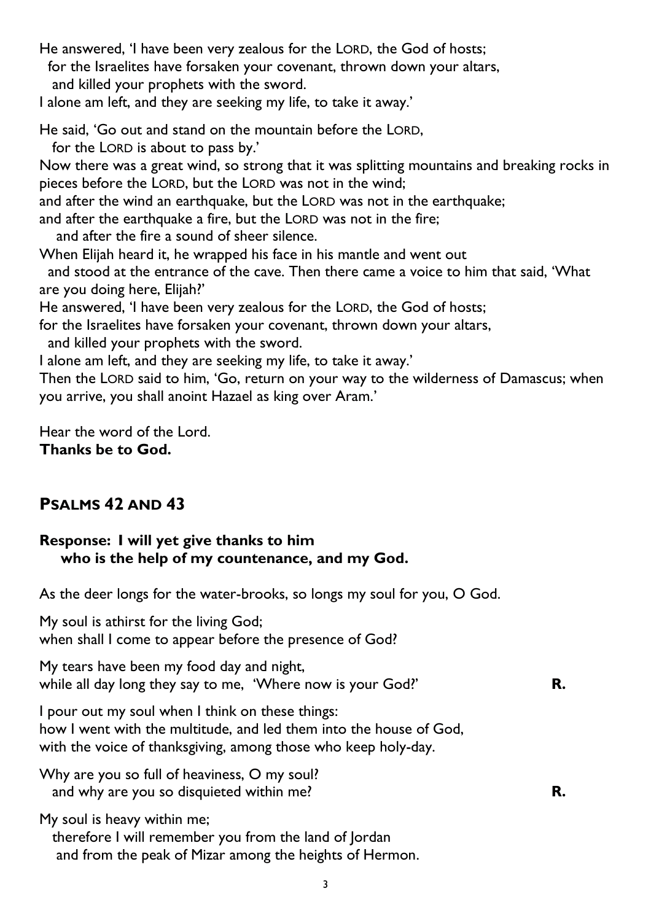He answered, 'I have been very zealous for the LORD, the God of hosts;
for the Israelites have forsaken your covenant, thrown down your altars,
and killed your prophets with the sword.
I alone am left, and they are seeking my life, to take it away.'

He said, 'Go out and stand on the mountain before the LORD,
for the LORD is about to pass by.'
Now there was a great wind, so strong that it was splitting mountains and breaking rocks in pieces before the LORD, but the LORD was not in the wind;
and after the wind an earthquake, but the LORD was not in the earthquake;
and after the earthquake a fire, but the LORD was not in the fire;
and after the fire a sound of sheer silence.
When Elijah heard it, he wrapped his face in his mantle and went out
and stood at the entrance of the cave. Then there came a voice to him that said, 'What are you doing here, Elijah?'
He answered, 'I have been very zealous for the LORD, the God of hosts;
for the Israelites have forsaken your covenant, thrown down your altars,
and killed your prophets with the sword.
I alone am left, and they are seeking my life, to take it away.'
Then the LORD said to him, 'Go, return on your way to the wilderness of Damascus; when you arrive, you shall anoint Hazael as king over Aram.'

Hear the word of the Lord.
**Thanks be to God.**

## PSALMS 42 AND 43

**Response: I will yet give thanks to him
who is the help of my countenance, and my God.**

As the deer longs for the water-brooks, so longs my soul for you, O God.

My soul is athirst for the living God;
when shall I come to appear before the presence of God?

My tears have been my food day and night,
while all day long they say to me, 'Where now is your God?' **R.**

I pour out my soul when I think on these things:
how I went with the multitude, and led them into the house of God,
with the voice of thanksgiving, among those who keep holy-day.

Why are you so full of heaviness, O my soul?
and why are you so disquieted within me? **R.**

My soul is heavy within me;
therefore I will remember you from the land of Jordan
and from the peak of Mizar among the heights of Hermon.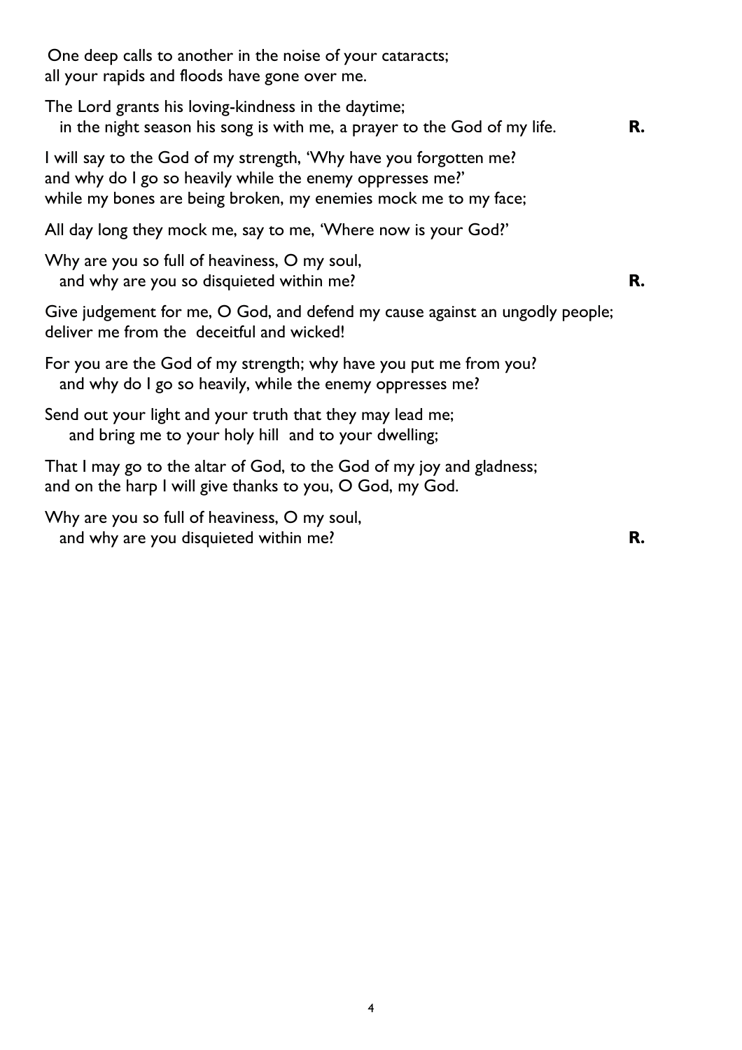One deep calls to another in the noise of your cataracts;
all your rapids and floods have gone over me.

The Lord grants his loving-kindness in the daytime;
in the night season his song is with me, a prayer to the God of my life. **R.**

I will say to the God of my strength, 'Why have you forgotten me?
and why do I go so heavily while the enemy oppresses me?'
while my bones are being broken, my enemies mock me to my face;

All day long they mock me, say to me, 'Where now is your God?'

Why are you so full of heaviness, O my soul,
and why are you so disquieted within me? **R.**

Give judgement for me, O God, and defend my cause against an ungodly people;
deliver me from the deceitful and wicked!

For you are the God of my strength; why have you put me from you?
and why do I go so heavily, while the enemy oppresses me?

Send out your light and your truth that they may lead me;
and bring me to your holy hill and to your dwelling;

That I may go to the altar of God, to the God of my joy and gladness;
and on the harp I will give thanks to you, O God, my God.

Why are you so full of heaviness, O my soul,
and why are you disquieted within me? **R.**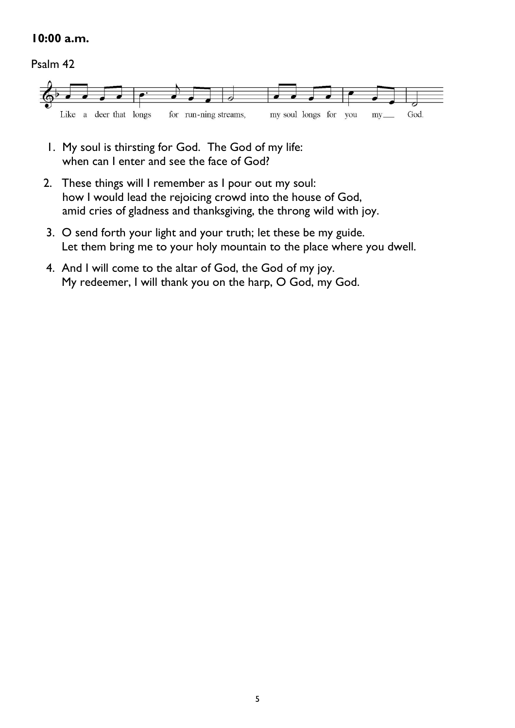**10:00 a.m.**

Psalm 42

Like a deer that longs for run-ning streams, my soul longs for you my___ God.

1. My soul is thirsting for God. The God of my life:
   when can I enter and see the face of God?
2. These things will I remember as I pour out my soul:
   how I would lead the rejoicing crowd into the house of God,
   amid cries of gladness and thanksgiving, the throng wild with joy.
3. O send forth your light and your truth; let these be my guide.
   Let them bring me to your holy mountain to the place where you dwell.
4. And I will come to the altar of God, the God of my joy.
   My redeemer, I will thank you on the harp, O God, my God.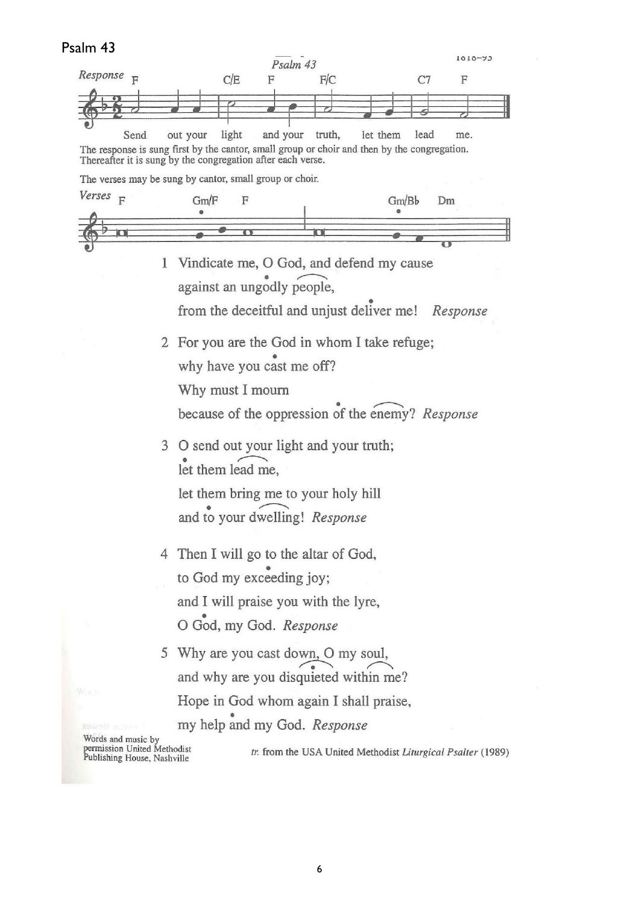# Psalm 43

*Psalm 43*

*Response* F C/E F F/C C7 F

Send out your light and your truth, let them lead me.

The response is sung first by the cantor, small group or choir and then by the congregation. Thereafter it is sung by the congregation after each verse.

The verses may be sung by cantor, small group or choir.

*Verses* F Gm/F F Gm/Bb Dm

1 Vindicate me, O God, and defend my cause
against an ungodly people,
from the deceitful and unjust deliver me! *Response*

2 For you are the God in whom I take refuge;
why have you cast me off?
Why must I mourn
because of the oppression of the enemy? *Response*

3 O send out your light and your truth;
let them lead me,
let them bring me to your holy hill
and to your dwelling! *Response*

4 Then I will go to the altar of God,
to God my exceeding joy;
and I will praise you with the lyre,
O God, my God. *Response*

5 Why are you cast down, O my soul,
and why are you disquieted within me?
Hope in God whom again I shall praise,
my help and my God. *Response*

Words and music by permission United Methodist Publishing House, Nashville

*tr.* from the USA United Methodist *Liturgical Psalter* (1989)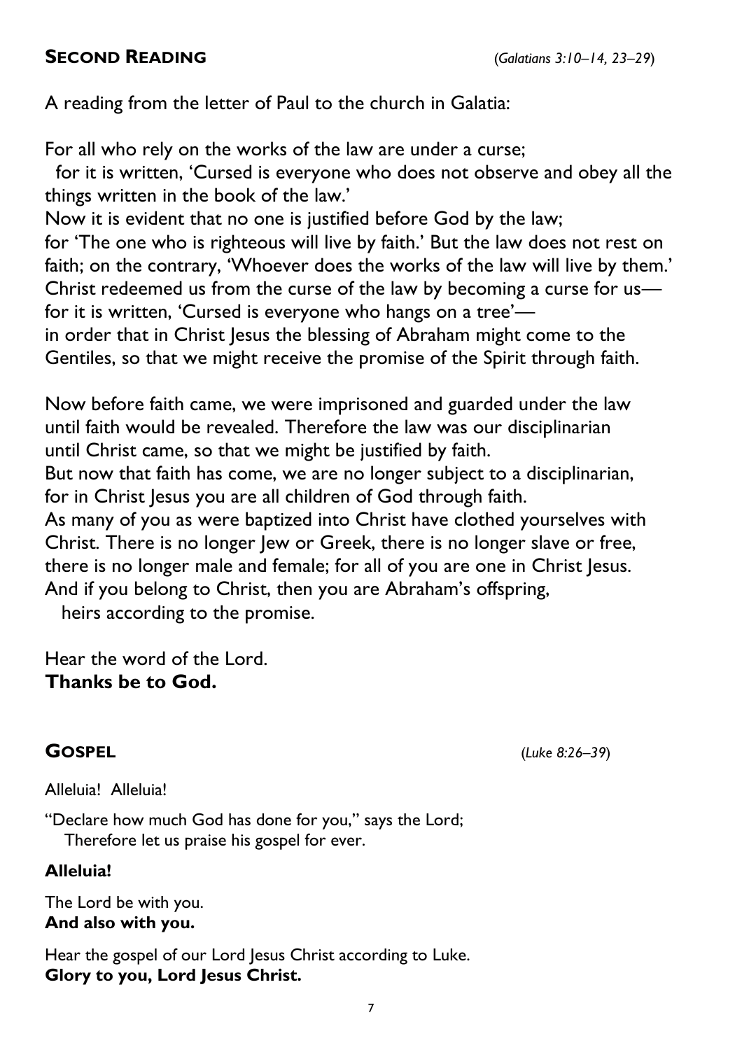## SECOND READING *(Galatians 3:10–14, 23–29)*

A reading from the letter of Paul to the church in Galatia:

For all who rely on the works of the law are under a curse;
for it is written, 'Cursed is everyone who does not observe and obey all the things written in the book of the law.'
Now it is evident that no one is justified before God by the law;
for 'The one who is righteous will live by faith.' But the law does not rest on faith; on the contrary, 'Whoever does the works of the law will live by them.'
Christ redeemed us from the curse of the law by becoming a curse for us—
for it is written, 'Cursed is everyone who hangs on a tree'—
in order that in Christ Jesus the blessing of Abraham might come to the Gentiles, so that we might receive the promise of the Spirit through faith.

Now before faith came, we were imprisoned and guarded under the law until faith would be revealed. Therefore the law was our disciplinarian until Christ came, so that we might be justified by faith.
But now that faith has come, we are no longer subject to a disciplinarian, for in Christ Jesus you are all children of God through faith.
As many of you as were baptized into Christ have clothed yourselves with Christ. There is no longer Jew or Greek, there is no longer slave or free, there is no longer male and female; for all of you are one in Christ Jesus.
And if you belong to Christ, then you are Abraham's offspring,
heirs according to the promise.

Hear the word of the Lord.
**Thanks be to God.**

## GOSPEL *(Luke 8:26–39)*

Alleluia! Alleluia!

"Declare how much God has done for you," says the Lord;
Therefore let us praise his gospel for ever.

**Alleluia!**

The Lord be with you.
**And also with you.**

Hear the gospel of our Lord Jesus Christ according to Luke.
**Glory to you, Lord Jesus Christ.**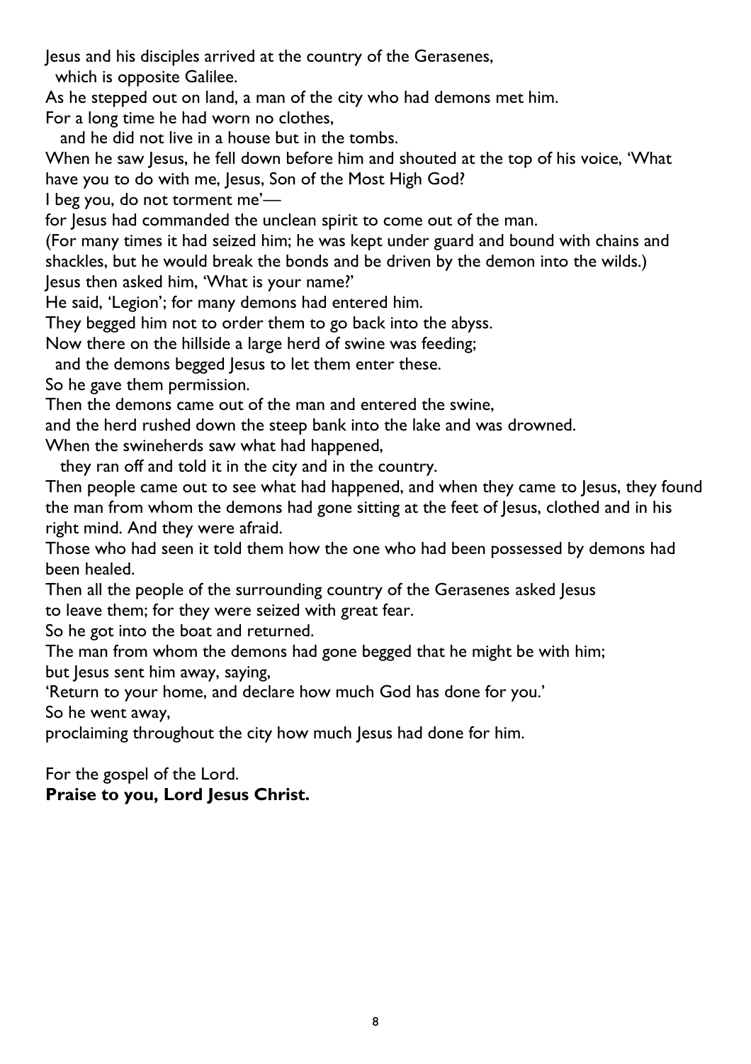Jesus and his disciples arrived at the country of the Gerasenes,
which is opposite Galilee.
As he stepped out on land, a man of the city who had demons met him.
For a long time he had worn no clothes,
and he did not live in a house but in the tombs.
When he saw Jesus, he fell down before him and shouted at the top of his voice, 'What have you to do with me, Jesus, Son of the Most High God?
I beg you, do not torment me'—
for Jesus had commanded the unclean spirit to come out of the man.
(For many times it had seized him; he was kept under guard and bound with chains and shackles, but he would break the bonds and be driven by the demon into the wilds.)
Jesus then asked him, 'What is your name?'
He said, 'Legion'; for many demons had entered him.
They begged him not to order them to go back into the abyss.
Now there on the hillside a large herd of swine was feeding;
and the demons begged Jesus to let them enter these.
So he gave them permission.
Then the demons came out of the man and entered the swine,
and the herd rushed down the steep bank into the lake and was drowned.
When the swineherds saw what had happened,
they ran off and told it in the city and in the country.
Then people came out to see what had happened, and when they came to Jesus, they found the man from whom the demons had gone sitting at the feet of Jesus, clothed and in his right mind. And they were afraid.
Those who had seen it told them how the one who had been possessed by demons had been healed.
Then all the people of the surrounding country of the Gerasenes asked Jesus
to leave them; for they were seized with great fear.
So he got into the boat and returned.
The man from whom the demons had gone begged that he might be with him;
but Jesus sent him away, saying,
'Return to your home, and declare how much God has done for you.'
So he went away,
proclaiming throughout the city how much Jesus had done for him.

For the gospel of the Lord.
**Praise to you, Lord Jesus Christ.**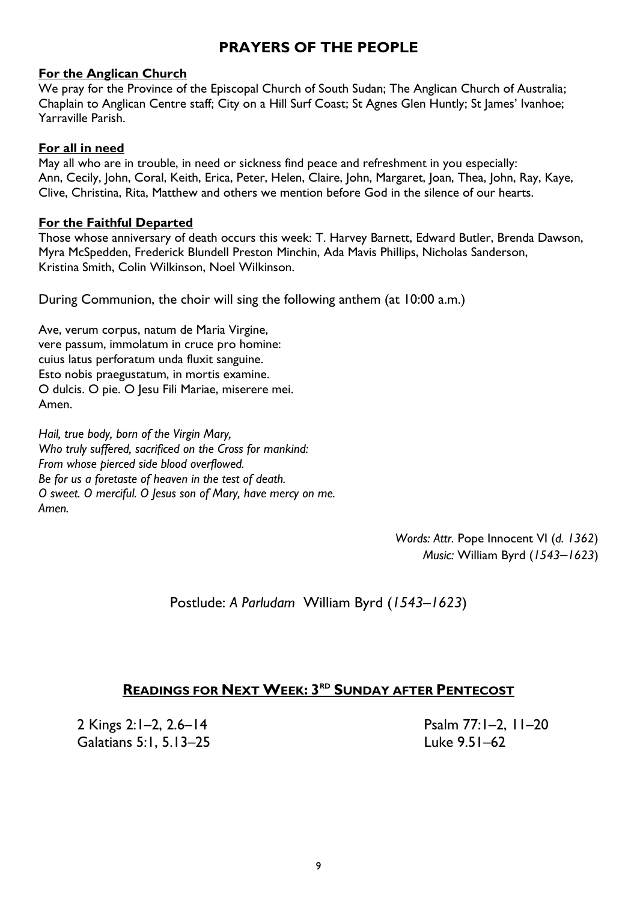# PRAYERS OF THE PEOPLE

**For the Anglican Church**

We pray for the Province of the Episcopal Church of South Sudan; The Anglican Church of Australia; Chaplain to Anglican Centre staff; City on a Hill Surf Coast; St Agnes Glen Huntly; St James' Ivanhoe; Yarraville Parish.

**For all in need**

May all who are in trouble, in need or sickness find peace and refreshment in you especially: Ann, Cecily, John, Coral, Keith, Erica, Peter, Helen, Claire, John, Margaret, Joan, Thea, John, Ray, Kaye, Clive, Christina, Rita, Matthew and others we mention before God in the silence of our hearts.

**For the Faithful Departed**

Those whose anniversary of death occurs this week: T. Harvey Barnett, Edward Butler, Brenda Dawson, Myra McSpedden, Frederick Blundell Preston Minchin, Ada Mavis Phillips, Nicholas Sanderson, Kristina Smith, Colin Wilkinson, Noel Wilkinson.

During Communion, the choir will sing the following anthem (at 10:00 a.m.)

Ave, verum corpus, natum de Maria Virgine,
vere passum, immolatum in cruce pro homine:
cuius latus perforatum unda fluxit sanguine.
Esto nobis praegustatum, in mortis examine.
O dulcis. O pie. O Jesu Fili Mariae, miserere mei.
Amen.

*Hail, true body, born of the Virgin Mary,*
*Who truly suffered, sacrificed on the Cross for mankind:*
*From whose pierced side blood overflowed.*
*Be for us a foretaste of heaven in the test of death.*
*O sweet. O merciful. O Jesus son of Mary, have mercy on me.*
*Amen.*

*Words: Attr.* Pope Innocent VI (*d. 1362*)
*Music:* William Byrd (*1543–1623*)

Postlude: *A Parludam* William Byrd (*1543–1623*)

## READINGS FOR NEXT WEEK: 3[RD] SUNDAY AFTER PENTECOST

2 Kings 2:1–2, 2.6–14
Psalm 77:1–2, 11–20
Galatians 5:1, 5.13–25
Luke 9.51–62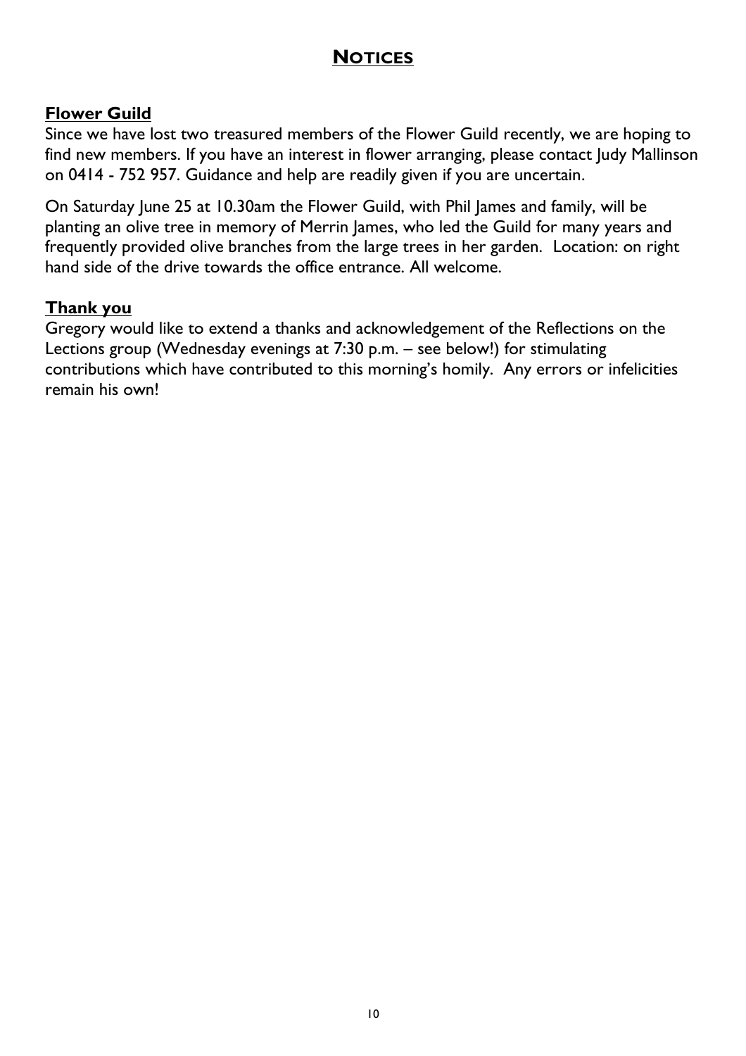# NOTICES

## Flower Guild

Since we have lost two treasured members of the Flower Guild recently, we are hoping to find new members. If you have an interest in flower arranging, please contact Judy Mallinson on 0414 - 752 957. Guidance and help are readily given if you are uncertain.

On Saturday June 25 at 10.30am the Flower Guild, with Phil James and family, will be planting an olive tree in memory of Merrin James, who led the Guild for many years and frequently provided olive branches from the large trees in her garden. Location: on right hand side of the drive towards the office entrance. All welcome.

## Thank you

Gregory would like to extend a thanks and acknowledgement of the Reflections on the Lections group (Wednesday evenings at 7:30 p.m. – see below!) for stimulating contributions which have contributed to this morning's homily. Any errors or infelicities remain his own!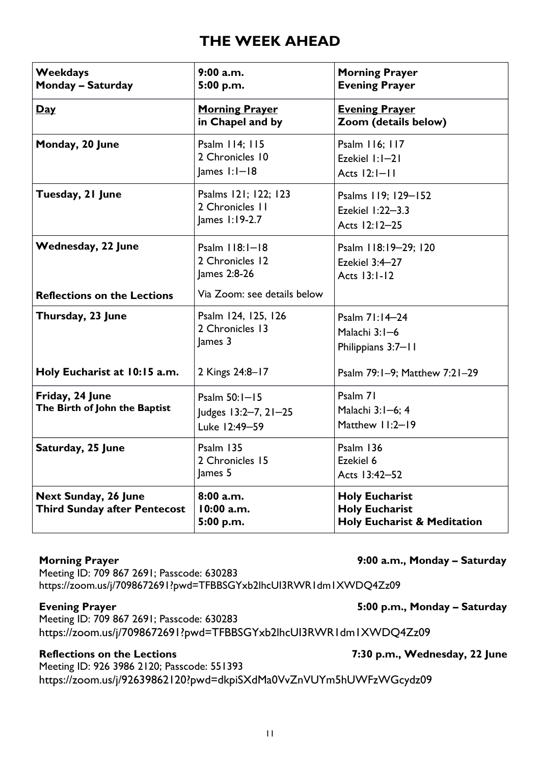# THE WEEK AHEAD

| **Weekdays**<br>**Monday – Saturday** | **9:00 a.m.**<br>**5:00 p.m.** | **Morning Prayer**<br>**Evening Prayer** |
|---|---|---|
| **Day** | **Morning Prayer in Chapel and by** | **Evening Prayer Zoom (details below)** |
| **Monday, 20 June** | Psalm 114; 115<br>2 Chronicles 10<br>James 1:1–18 | Psalm 116; 117<br>Ezekiel 1:1–21<br>Acts 12:1–11 |
| **Tuesday, 21 June** | Psalms 121; 122; 123<br>2 Chronicles 11<br>James 1:19-2.7 | Psalms 119; 129–152<br>Ezekiel 1:22–3.3<br>Acts 12:12–25 |
| **Wednesday, 22 June**<br><br>**Reflections on the Lections** | Psalm 118:1–18<br>2 Chronicles 12<br>James 2:8-26<br>Via Zoom: see details below | Psalm 118:19–29; 120<br>Ezekiel 3:4–27<br>Acts 13:1-12 |
| **Thursday, 23 June**<br><br>**Holy Eucharist at 10:15 a.m.** | Psalm 124, 125, 126<br>2 Chronicles 13<br>James 3<br>2 Kings 24:8–17 | Psalm 71:14–24<br>Malachi 3:1–6<br>Philippians 3:7–11<br>Psalm 79:1–9; Matthew 7:21–29 |
| **Friday, 24 June**<br>**The Birth of John the Baptist** | Psalm 50:1–15<br>Judges 13:2–7, 21–25<br>Luke 12:49–59 | Psalm 71<br>Malachi 3:1–6; 4<br>Matthew 11:2–19 |
| **Saturday, 25 June** | Psalm 135<br>2 Chronicles 15<br>James 5 | Psalm 136<br>Ezekiel 6<br>Acts 13:42–52 |
| **Next Sunday, 26 June**<br>**Third Sunday after Pentecost** | **8:00 a.m.**<br>**10:00 a.m.**<br>**5:00 p.m.** | **Holy Eucharist**<br>**Holy Eucharist**<br>**Holy Eucharist & Meditation** |

**Morning Prayer** — **9:00 a.m., Monday – Saturday**
Meeting ID: 709 867 2691; Passcode: 630283
https://zoom.us/j/7098672691?pwd=TFBBSGYxb2lhcUI3RWR1dm1XWDQ4Zz09

**Evening Prayer** — **5:00 p.m., Monday – Saturday**
Meeting ID: 709 867 2691; Passcode: 630283
https://zoom.us/j/7098672691?pwd=TFBBSGYxb2lhcUI3RWR1dm1XWDQ4Zz09

**Reflections on the Lections** — **7:30 p.m., Wednesday, 22 June**
Meeting ID: 926 3986 2120; Passcode: 551393
https://zoom.us/j/92639862120?pwd=dkpiSXdMa0VvZnVUYm5hUWFzWGcydz09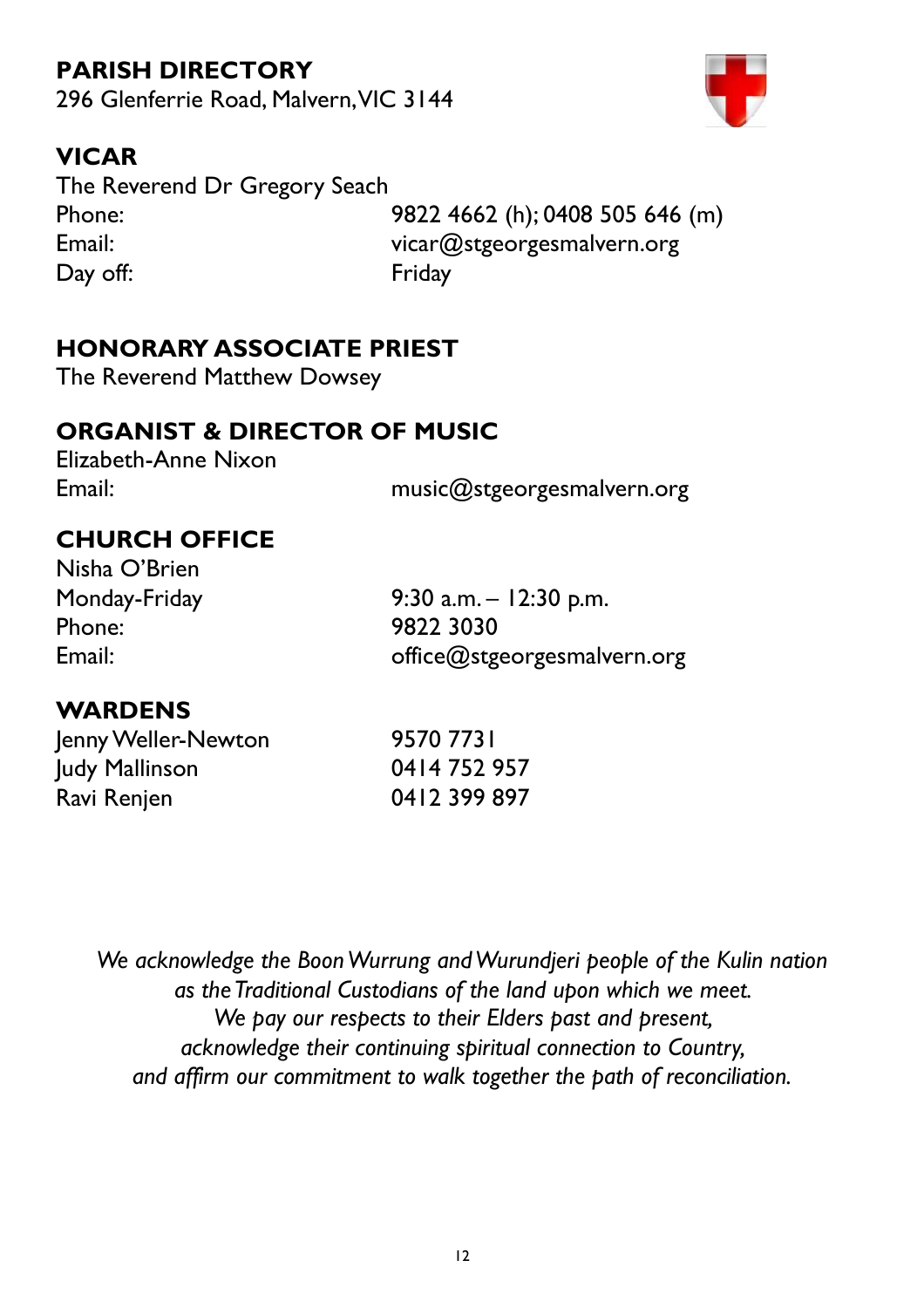## PARISH DIRECTORY

296 Glenferrie Road, Malvern, VIC 3144

### VICAR

The Reverend Dr Gregory Seach

| | |
|---|---|
| Phone: | 9822 4662 (h); 0408 505 646 (m) |
| Email: | vicar@stgeorgesmalvern.org |
| Day off: | Friday |

### HONORARY ASSOCIATE PRIEST

The Reverend Matthew Dowsey

### ORGANIST & DIRECTOR OF MUSIC

Elizabeth-Anne Nixon

| | |
|---|---|
| Email: | music@stgeorgesmalvern.org |

### CHURCH OFFICE

Nisha O'Brien

| | |
|---|---|
| Monday-Friday | 9:30 a.m. – 12:30 p.m. |
| Phone: | 9822 3030 |
| Email: | office@stgeorgesmalvern.org |

### WARDENS

| | |
|---|---|
| Jenny Weller-Newton | 9570 7731 |
| Judy Mallinson | 0414 752 957 |
| Ravi Renjen | 0412 399 897 |

*We acknowledge the Boon Wurrung and Wurundjeri people of the Kulin nation as the Traditional Custodians of the land upon which we meet. We pay our respects to their Elders past and present, acknowledge their continuing spiritual connection to Country, and affirm our commitment to walk together the path of reconciliation.*